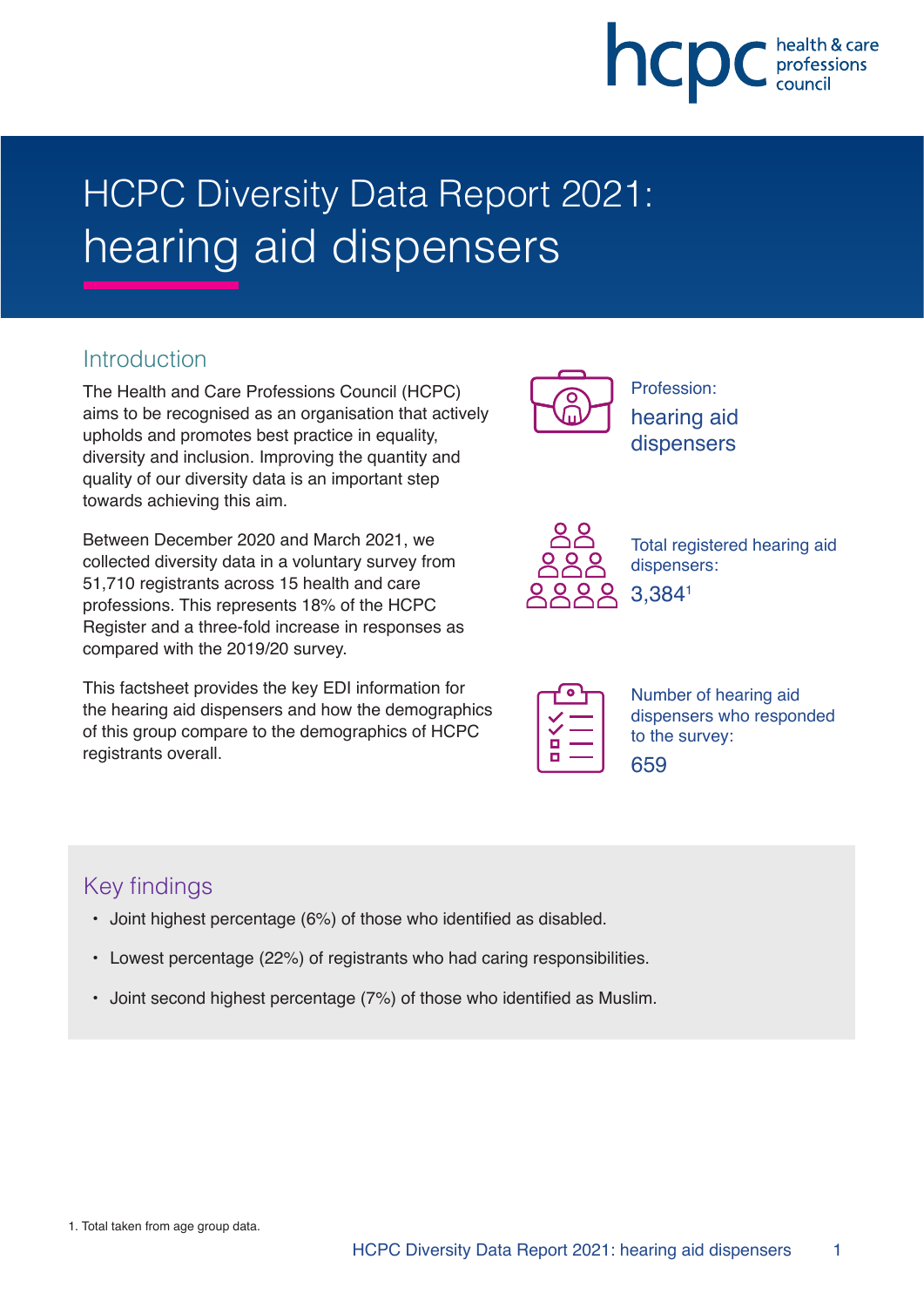# HCPC Diversity Data Report 2021: hearing aid dispensers

## Introduction

The Health and Care Professions Council (HCPC) aims to be recognised as an organisation that actively upholds and promotes best practice in equality, diversity and inclusion. Improving the quantity and quality of our diversity data is an important step towards achieving this aim.

Between December 2020 and March 2021, we collected diversity data in a voluntary survey from 51,710 registrants across 15 health and care professions. This represents 18% of the HCPC Register and a three-fold increase in responses as compared with the 2019/20 survey.

This factsheet provides the key EDI information for the hearing aid dispensers and how the demographics of this group compare to the demographics of HCPC registrants overall.

Profession:
hearing aid dispensers

Total registered hearing aid dispensers:
3,384[1]

Number of hearing aid dispensers who responded to the survey:
659

## Key findings

- Joint highest percentage (6%) of those who identified as disabled.
- Lowest percentage (22%) of registrants who had caring responsibilities.
- Joint second highest percentage (7%) of those who identified as Muslim.

1. Total taken from age group data.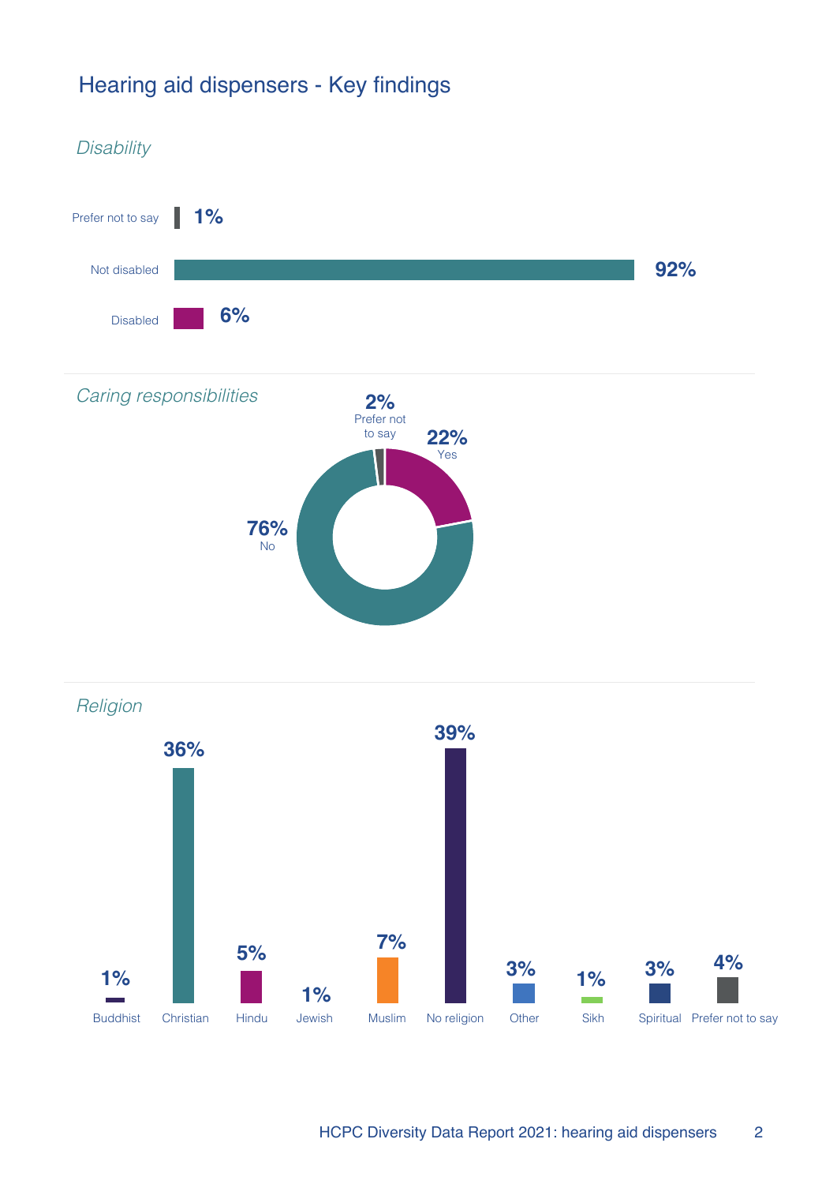# Hearing aid dispensers - Key findings

*Disability*

| Category | Percentage |
|---|---|
| Prefer not to say | 1% |
| Not disabled | 92% |
| Disabled | 6% |

*Caring responsibilities*

| Response | Percentage |
|---|---|
| Prefer not to say | 2% |
| Yes | 22% |
| No | 76% |

*Religion*

| Religion | Percentage |
|---|---|
| Buddhist | 1% |
| Christian | 36% |
| Hindu | 5% |
| Jewish | 1% |
| Muslim | 7% |
| No religion | 39% |
| Other | 3% |
| Sikh | 1% |
| Spiritual | 3% |
| Prefer not to say | 4% |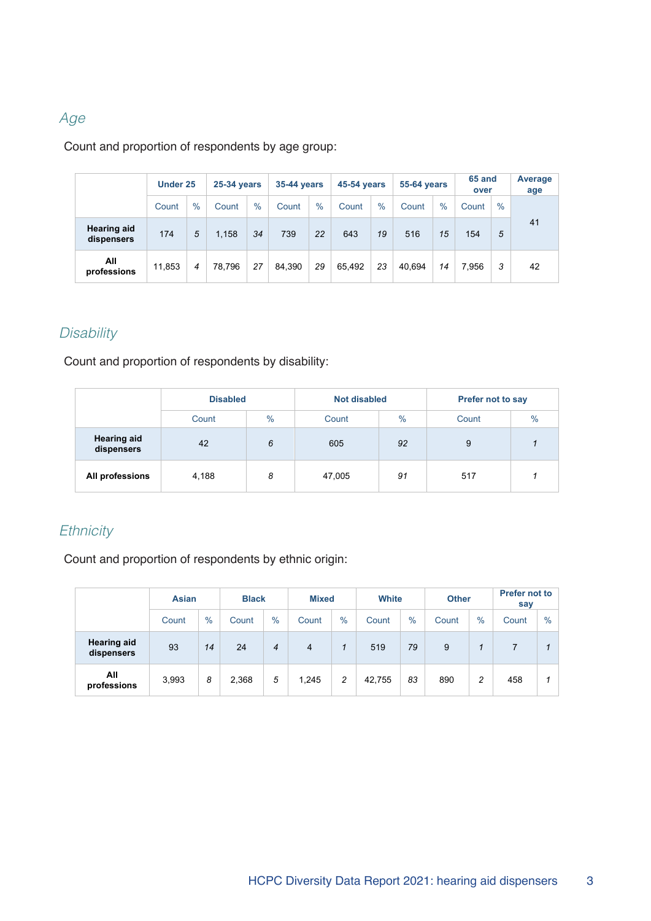## *Age*

Count and proportion of respondents by age group:

| | Under 25 | | 25-34 years | | 35-44 years | | 45-54 years | | 55-64 years | | 65 and over | | Average age |
|---|---|---|---|---|---|---|---|---|---|---|---|---|---|
| | Count | % | Count | % | Count | % | Count | % | Count | % | Count | % | |
| **Hearing aid dispensers** | 174 | *5* | 1,158 | *34* | 739 | *22* | 643 | *19* | 516 | *15* | 154 | *5* | 41 |
| **All professions** | 11,853 | *4* | 78,796 | *27* | 84,390 | *29* | 65,492 | *23* | 40,694 | *14* | 7,956 | *3* | 42 |

## *Disability*

Count and proportion of respondents by disability:

| | Disabled | | Not disabled | | Prefer not to say | |
|---|---|---|---|---|---|---|
| | Count | % | Count | % | Count | % |
| **Hearing aid dispensers** | 42 | *6* | 605 | *92* | 9 | *1* |
| **All professions** | 4,188 | *8* | 47,005 | *91* | 517 | *1* |

## *Ethnicity*

Count and proportion of respondents by ethnic origin:

| | Asian | | Black | | Mixed | | White | | Other | | Prefer not to say | |
|---|---|---|---|---|---|---|---|---|---|---|---|---|
| | Count | % | Count | % | Count | % | Count | % | Count | % | Count | % |
| **Hearing aid dispensers** | 93 | *14* | 24 | *4* | 4 | *1* | 519 | *79* | 9 | *1* | 7 | *1* |
| **All professions** | 3,993 | *8* | 2,368 | *5* | 1,245 | *2* | 42,755 | *83* | 890 | *2* | 458 | *1* |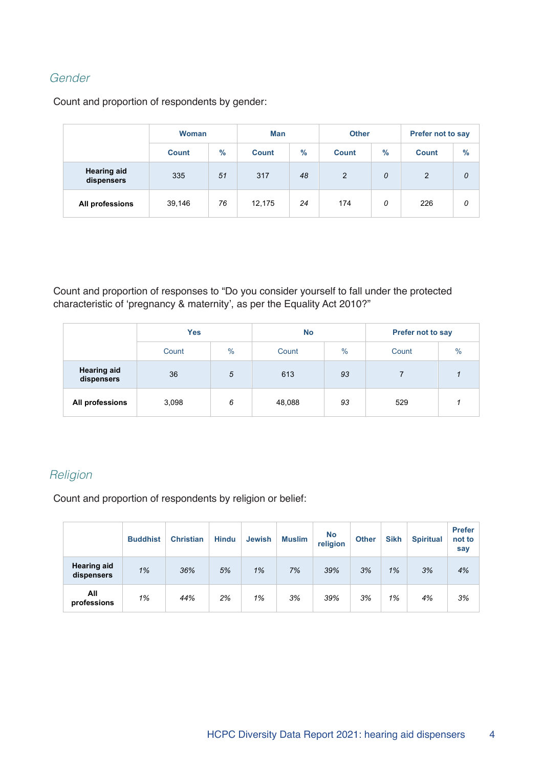### *Gender*

Count and proportion of respondents by gender:

| | Woman | | Man | | Other | | Prefer not to say | |
|---|---|---|---|---|---|---|---|---|
| | Count | % | Count | % | Count | % | Count | % |
| **Hearing aid dispensers** | 335 | *51* | 317 | *48* | 2 | *0* | 2 | *0* |
| **All professions** | 39,146 | *76* | 12,175 | *24* | 174 | *0* | 226 | *0* |

Count and proportion of responses to "Do you consider yourself to fall under the protected characteristic of 'pregnancy & maternity', as per the Equality Act 2010?"

| | Yes | | No | | Prefer not to say | |
|---|---|---|---|---|---|---|
| | Count | % | Count | % | Count | % |
| **Hearing aid dispensers** | 36 | *5* | 613 | *93* | 7 | *1* |
| **All professions** | 3,098 | *6* | 48,088 | *93* | 529 | *1* |

### *Religion*

Count and proportion of respondents by religion or belief:

| | Buddhist | Christian | Hindu | Jewish | Muslim | No religion | Other | Sikh | Spiritual | Prefer not to say |
|---|---|---|---|---|---|---|---|---|---|---|
| **Hearing aid dispensers** | *1%* | *36%* | *5%* | *1%* | *7%* | *39%* | *3%* | *1%* | *3%* | *4%* |
| **All professions** | *1%* | *44%* | *2%* | *1%* | *3%* | *39%* | *3%* | *1%* | *4%* | *3%* |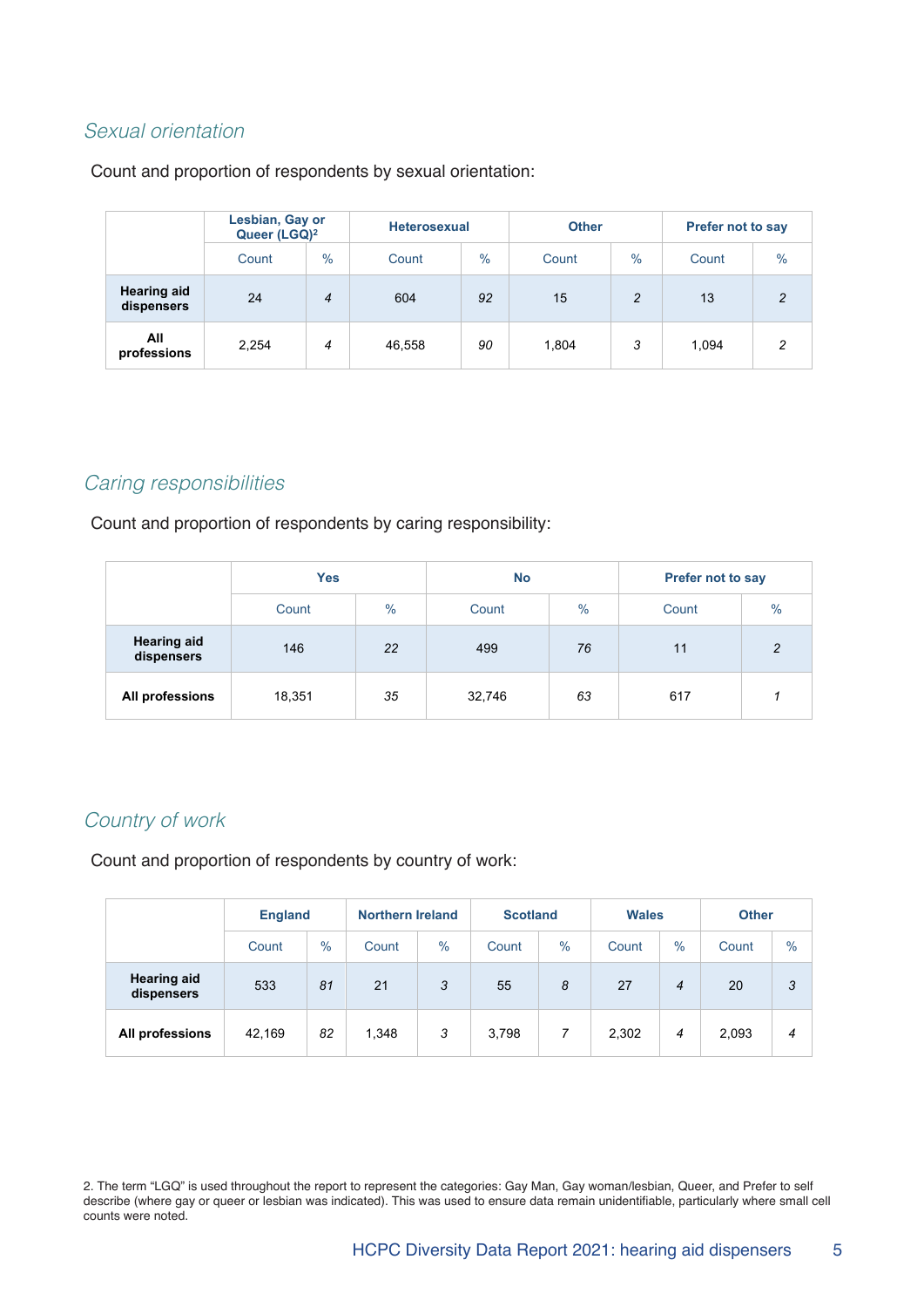### *Sexual orientation*

Count and proportion of respondents by sexual orientation:

| | Lesbian, Gay or Queer (LGQ)[2] | | Heterosexual | | Other | | Prefer not to say | |
|---|---|---|---|---|---|---|---|---|
| | Count | % | Count | % | Count | % | Count | % |
| **Hearing aid dispensers** | 24 | *4* | 604 | *92* | 15 | *2* | 13 | *2* |
| **All professions** | 2,254 | *4* | 46,558 | *90* | 1,804 | *3* | 1,094 | *2* |

### *Caring responsibilities*

Count and proportion of respondents by caring responsibility:

| | Yes | | No | | Prefer not to say | |
|---|---|---|---|---|---|---|
| | Count | % | Count | % | Count | % |
| **Hearing aid dispensers** | 146 | *22* | 499 | *76* | 11 | *2* |
| **All professions** | 18,351 | *35* | 32,746 | *63* | 617 | *1* |

### *Country of work*

Count and proportion of respondents by country of work:

| | England | | Northern Ireland | | Scotland | | Wales | | Other | |
|---|---|---|---|---|---|---|---|---|---|---|
| | Count | % | Count | % | Count | % | Count | % | Count | % |
| **Hearing aid dispensers** | 533 | *81* | 21 | *3* | 55 | *8* | 27 | *4* | 20 | *3* |
| **All professions** | 42,169 | *82* | 1,348 | *3* | 3,798 | *7* | 2,302 | *4* | 2,093 | *4* |

2. The term "LGQ" is used throughout the report to represent the categories: Gay Man, Gay woman/lesbian, Queer, and Prefer to self describe (where gay or queer or lesbian was indicated). This was used to ensure data remain unidentifiable, particularly where small cell counts were noted.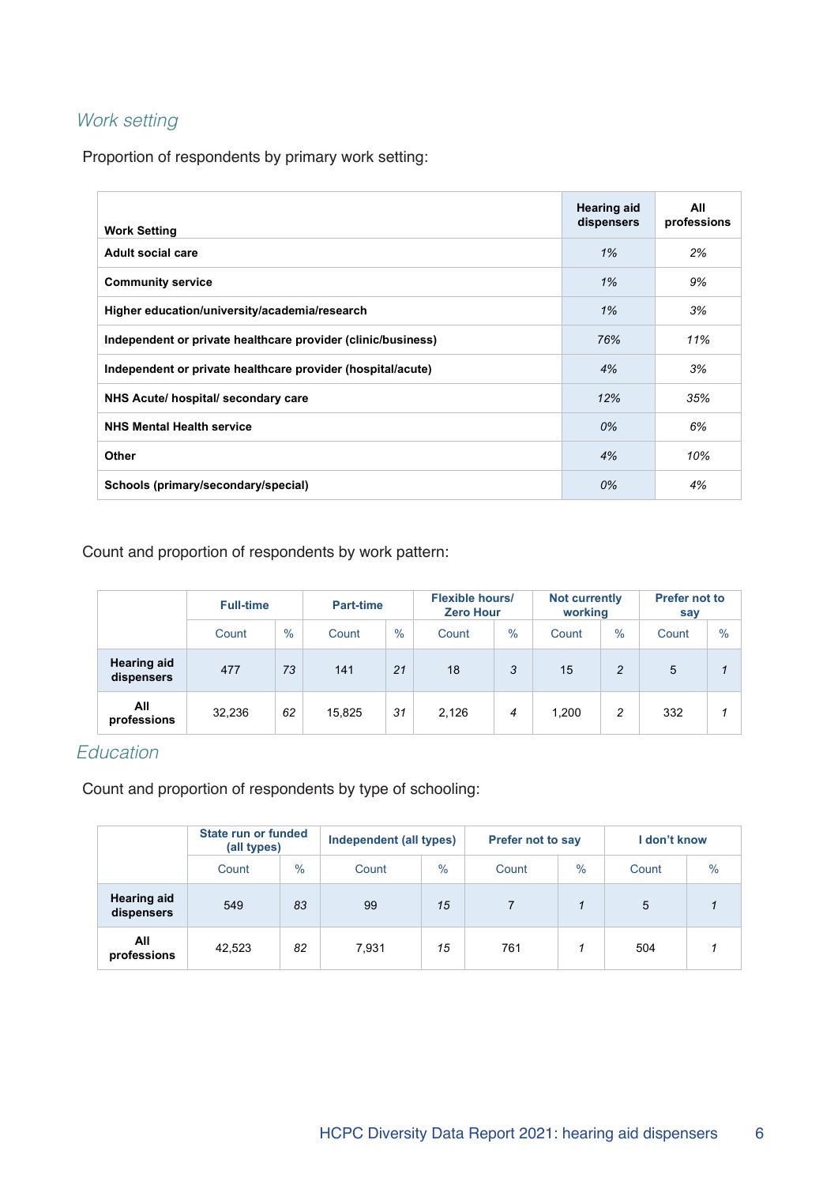## Work setting

Proportion of respondents by primary work setting:

| Work Setting | Hearing aid dispensers | All professions |
|---|---|---|
| Adult social care | 1% | 2% |
| Community service | 1% | 9% |
| Higher education/university/academia/research | 1% | 3% |
| Independent or private healthcare provider (clinic/business) | 76% | 11% |
| Independent or private healthcare provider (hospital/acute) | 4% | 3% |
| NHS Acute/ hospital/ secondary care | 12% | 35% |
| NHS Mental Health service | 0% | 6% |
| Other | 4% | 10% |
| Schools (primary/secondary/special) | 0% | 4% |

Count and proportion of respondents by work pattern:

| | Full-time | | Part-time | | Flexible hours/ Zero Hour | | Not currently working | | Prefer not to say | |
|---|---|---|---|---|---|---|---|---|---|---|
| | Count | % | Count | % | Count | % | Count | % | Count | % |
| **Hearing aid dispensers** | 477 | 73 | 141 | 21 | 18 | 3 | 15 | 2 | 5 | 1 |
| **All professions** | 32,236 | 62 | 15,825 | 31 | 2,126 | 4 | 1,200 | 2 | 332 | 1 |

## Education

Count and proportion of respondents by type of schooling:

| | State run or funded (all types) | | Independent (all types) | | Prefer not to say | | I don't know | |
|---|---|---|---|---|---|---|---|---|
| | Count | % | Count | % | Count | % | Count | % |
| **Hearing aid dispensers** | 549 | 83 | 99 | 15 | 7 | 1 | 5 | 1 |
| **All professions** | 42,523 | 82 | 7,931 | 15 | 761 | 1 | 504 | 1 |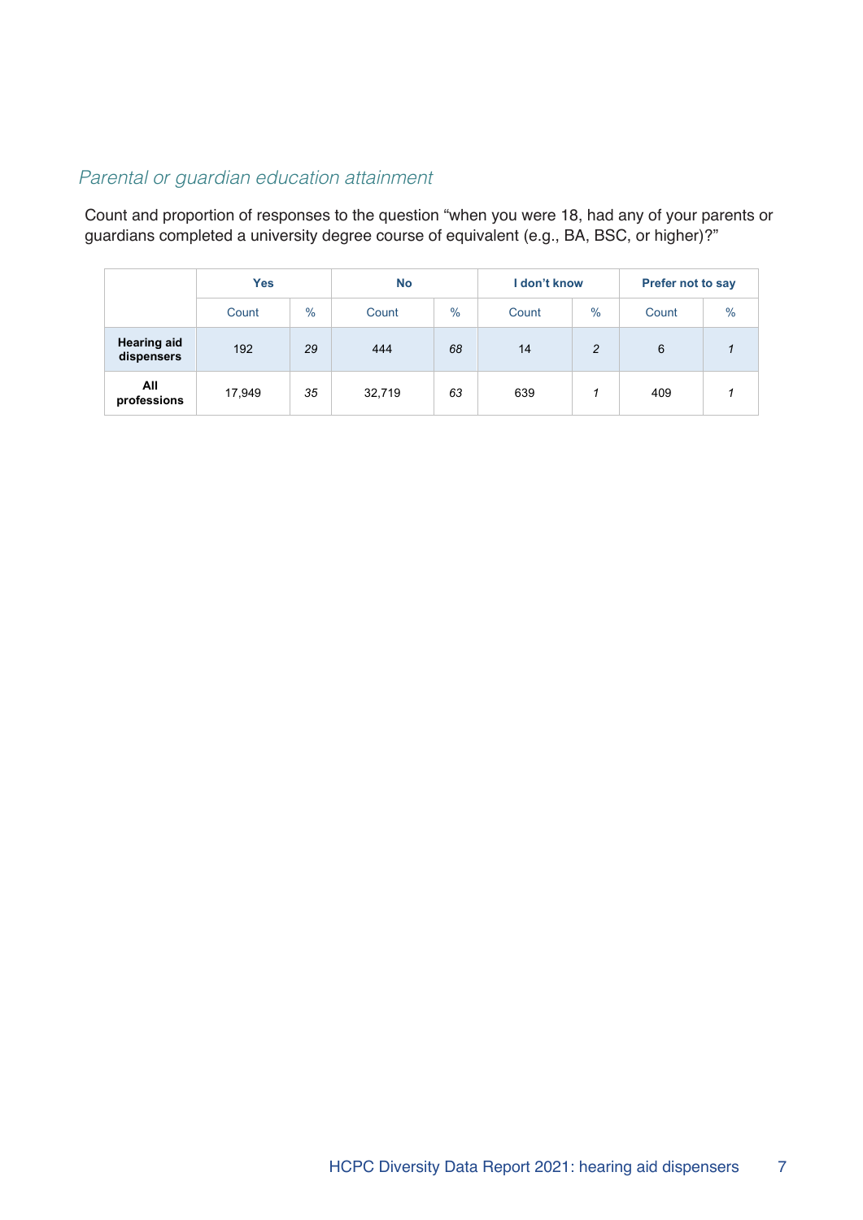### *Parental or guardian education attainment*

Count and proportion of responses to the question "when you were 18, had any of your parents or guardians completed a university degree course of equivalent (e.g., BA, BSC, or higher)?"

| | Yes | | No | | I don't know | | Prefer not to say | |
|---|---|---|---|---|---|---|---|---|
| | Count | % | Count | % | Count | % | Count | % |
| **Hearing aid dispensers** | 192 | *29* | 444 | *68* | 14 | *2* | 6 | *1* |
| **All professions** | 17,949 | *35* | 32,719 | *63* | 639 | *1* | 409 | *1* |